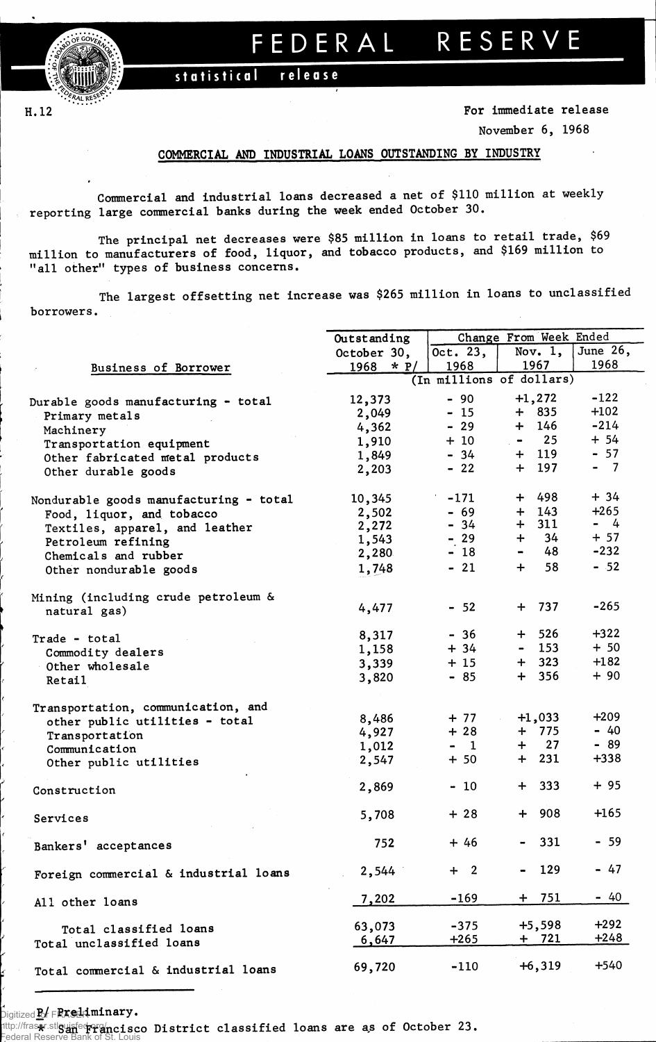# FEDERAL RESERVE

statistical release

H.12

For immediate release

November 6, 1968

## COMMERCIAL AND INDUSTRIAL LOANS OUTSTANDING BY INDUSTRY

Commercial and industrial loans decreased a net of $110 million at weekly reporting large commercial banks during the week ended October 30.

The principal net decreases were $85 million in loans to retail trade, $69 million to manufacturers of food, liquor, and tobacco products, and $169 million to "all other" types of business concerns.

The largest offsetting net increase was $265 million in loans to unclassified borrowers.

| Business of Borrower | Outstanding October 30, 1968 * P/ | Change From Week Ended | | |
|---|---|---|---|---|
| | | Oct. 23, 1968 | Nov. 1, 1967 | June 26, 1968 |
| | (In millions of dollars) | | | |
| Durable goods manufacturing - total | 12,373 | - 90 | +1,272 | -122 |
| Primary metals | 2,049 | - 15 | + 835 | +102 |
| Machinery | 4,362 | - 29 | + 146 | -214 |
| Transportation equipment | 1,910 | + 10 | - 25 | + 54 |
| Other fabricated metal products | 1,849 | - 34 | + 119 | - 57 |
| Other durable goods | 2,203 | - 22 | + 197 | - 7 |
| Nondurable goods manufacturing - total | 10,345 | -171 | + 498 | + 34 |
| Food, liquor, and tobacco | 2,502 | - 69 | + 143 | +265 |
| Textiles, apparel, and leather | 2,272 | - 34 | + 311 | - 4 |
| Petroleum refining | 1,543 | - 29 | + 34 | + 57 |
| Chemicals and rubber | 2,280 | - 18 | - 48 | -232 |
| Other nondurable goods | 1,748 | - 21 | + 58 | - 52 |
| Mining (including crude petroleum & natural gas) | 4,477 | - 52 | + 737 | -265 |
| Trade - total | 8,317 | - 36 | + 526 | +322 |
| Commodity dealers | 1,158 | + 34 | - 153 | + 50 |
| Other wholesale | 3,339 | + 15 | + 323 | +182 |
| Retail | 3,820 | - 85 | + 356 | + 90 |
| Transportation, communication, and other public utilities - total | 8,486 | + 77 | +1,033 | +209 |
| Transportation | 4,927 | + 28 | + 775 | - 40 |
| Communication | 1,012 | - 1 | + 27 | - 89 |
| Other public utilities | 2,547 | + 50 | + 231 | +338 |
| Construction | 2,869 | - 10 | + 333 | + 95 |
| Services | 5,708 | + 28 | + 908 | +165 |
| Bankers' acceptances | 752 | + 46 | - 331 | - 59 |
| Foreign commercial & industrial loans | 2,544 | + 2 | - 129 | - 47 |
| All other loans | 7,202 | -169 | + 751 | - 40 |
| Total classified loans | 63,073 | -375 | +5,598 | +292 |
| Total unclassified loans | 6,647 | +265 | + 721 | +248 |
| Total commercial & industrial loans | 69,720 | -110 | +6,319 | +540 |

P/ Preliminary.

\* San Francisco District classified loans are as of October 23.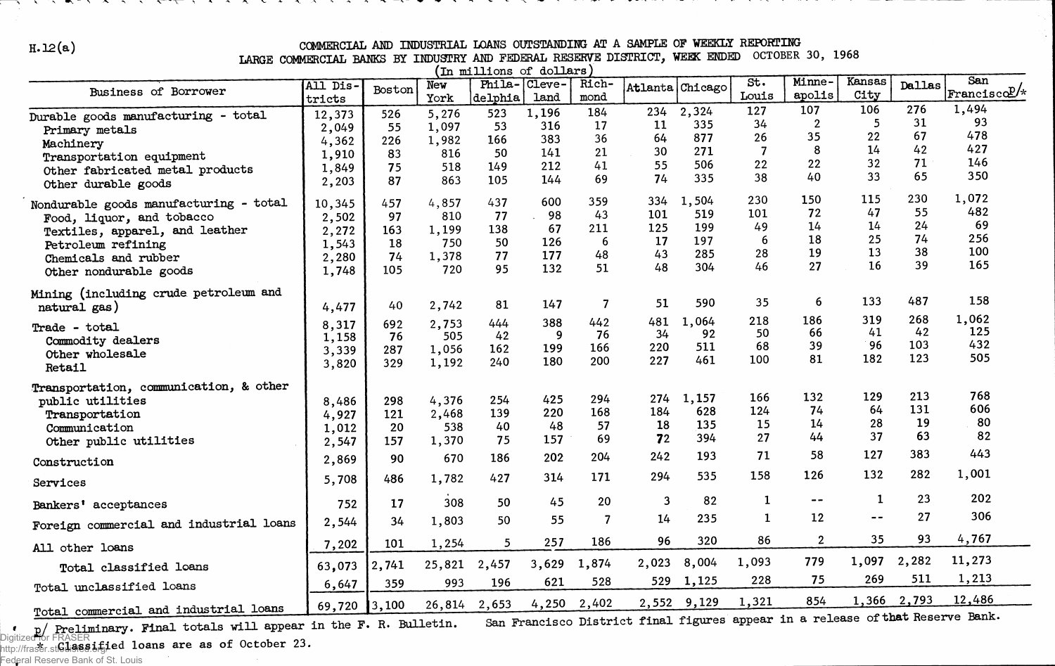H.12(a)

# COMMERCIAL AND INDUSTRIAL LOANS OUTSTANDING AT A SAMPLE OF WEEKLY REPORTING LARGE COMMERCIAL BANKS BY INDUSTRY AND FEDERAL RESERVE DISTRICT, WEEK ENDED OCTOBER 30, 1968

(In millions of dollars)

| Business of Borrower | All Districts | Boston | New York | Philadelphia | Cleveland | Richmond | Atlanta | Chicago | St. Louis | Minneapolis | Kansas City | Dallas | San Francisco p/* |
|---|---|---|---|---|---|---|---|---|---|---|---|---|---|
| Durable goods manufacturing - total | 12,373 | 526 | 5,276 | 523 | 1,196 | 184 | 234 | 2,324 | 127 | 107 | 106 | 276 | 1,494 |
| Primary metals | 2,049 | 55 | 1,097 | 53 | 316 | 17 | 11 | 335 | 34 | 2 | 5 | 31 | 93 |
| Machinery | 4,362 | 226 | 1,982 | 166 | 383 | 36 | 64 | 877 | 26 | 35 | 22 | 67 | 478 |
| Transportation equipment | 1,910 | 83 | 816 | 50 | 141 | 21 | 30 | 271 | 7 | 8 | 14 | 42 | 427 |
| Other fabricated metal products | 1,849 | 75 | 518 | 149 | 212 | 41 | 55 | 506 | 22 | 22 | 32 | 71 | 146 |
| Other durable goods | 2,203 | 87 | 863 | 105 | 144 | 69 | 74 | 335 | 38 | 40 | 33 | 65 | 350 |
| Nondurable goods manufacturing - total | 10,345 | 457 | 4,857 | 437 | 600 | 359 | 334 | 1,504 | 230 | 150 | 115 | 230 | 1,072 |
| Food, liquor, and tobacco | 2,502 | 97 | 810 | 77 | 98 | 43 | 101 | 519 | 101 | 72 | 47 | 55 | 482 |
| Textiles, apparel, and leather | 2,272 | 163 | 1,199 | 138 | 67 | 211 | 125 | 199 | 49 | 14 | 14 | 24 | 69 |
| Petroleum refining | 1,543 | 18 | 750 | 50 | 126 | 6 | 17 | 197 | 6 | 18 | 25 | 74 | 256 |
| Chemicals and rubber | 2,280 | 74 | 1,378 | 77 | 177 | 48 | 43 | 285 | 28 | 19 | 13 | 38 | 100 |
| Other nondurable goods | 1,748 | 105 | 720 | 95 | 132 | 51 | 48 | 304 | 46 | 27 | 16 | 39 | 165 |
| Mining (including crude petroleum and natural gas) | 4,477 | 40 | 2,742 | 81 | 147 | 7 | 51 | 590 | 35 | 6 | 133 | 487 | 158 |
| Trade - total | 8,317 | 692 | 2,753 | 444 | 388 | 442 | 481 | 1,064 | 218 | 186 | 319 | 268 | 1,062 |
| Commodity dealers | 1,158 | 76 | 505 | 42 | 9 | 76 | 34 | 92 | 50 | 66 | 41 | 42 | 125 |
| Other wholesale | 3,339 | 287 | 1,056 | 162 | 199 | 166 | 220 | 511 | 68 | 39 | 96 | 103 | 432 |
| Retail | 3,820 | 329 | 1,192 | 240 | 180 | 200 | 227 | 461 | 100 | 81 | 182 | 123 | 505 |
| Transportation, communication, & other public utilities | 8,486 | 298 | 4,376 | 254 | 425 | 294 | 274 | 1,157 | 166 | 132 | 129 | 213 | 768 |
| Transportation | 4,927 | 121 | 2,468 | 139 | 220 | 168 | 184 | 628 | 124 | 74 | 64 | 131 | 606 |
| Communication | 1,012 | 20 | 538 | 40 | 48 | 57 | 18 | 135 | 15 | 14 | 28 | 19 | 80 |
| Other public utilities | 2,547 | 157 | 1,370 | 75 | 157 | 69 | 72 | 394 | 27 | 44 | 37 | 63 | 82 |
| Construction | 2,869 | 90 | 670 | 186 | 202 | 204 | 242 | 193 | 71 | 58 | 127 | 383 | 443 |
| Services | 5,708 | 486 | 1,782 | 427 | 314 | 171 | 294 | 535 | 158 | 126 | 132 | 282 | 1,001 |
| Bankers' acceptances | 752 | 17 | 308 | 50 | 45 | 20 | 3 | 82 | 1 | -- | 1 | 23 | 202 |
| Foreign commercial and industrial loans | 2,544 | 34 | 1,803 | 50 | 55 | 7 | 14 | 235 | 1 | 12 | -- | 27 | 306 |
| All other loans | 7,202 | 101 | 1,254 | 5 | 257 | 186 | 96 | 320 | 86 | 2 | 35 | 93 | 4,767 |
| Total classified loans | 63,073 | 2,741 | 25,821 | 2,457 | 3,629 | 1,874 | 2,023 | 8,004 | 1,093 | 779 | 1,097 | 2,282 | 11,273 |
| Total unclassified loans | 6,647 | 359 | 993 | 196 | 621 | 528 | 529 | 1,125 | 228 | 75 | 269 | 511 | 1,213 |
| Total commercial and industrial loans | 69,720 | 3,100 | 26,814 | 2,653 | 4,250 | 2,402 | 2,552 | 9,129 | 1,321 | 854 | 1,366 | 2,793 | 12,486 |

p/ Preliminary. Final totals will appear in the F. R. Bulletin. San Francisco District final figures appear in a release of that Reserve Bank.

* Classified loans are as of October 23.